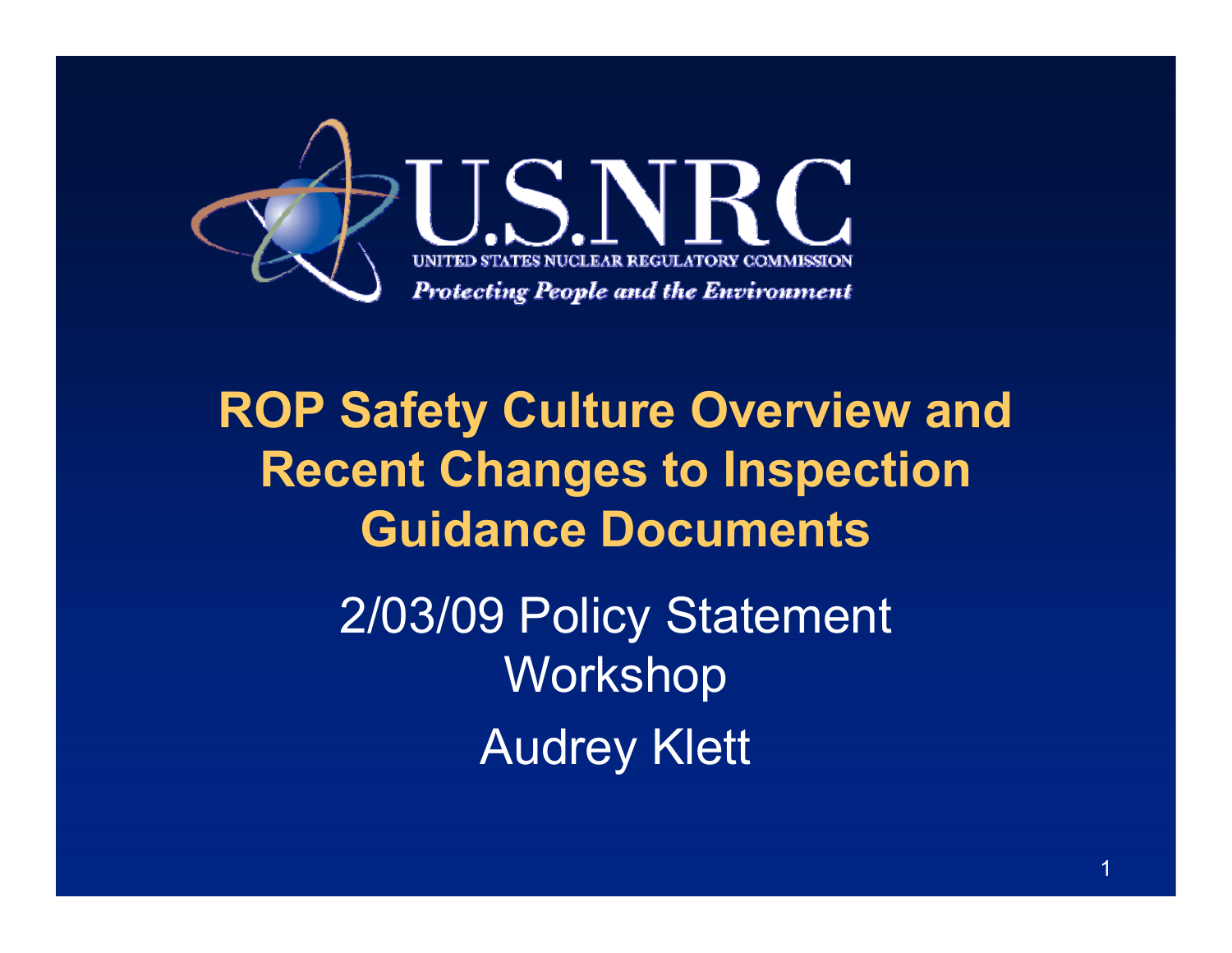U.S.NRC

UNITED STATES NUCLEAR REGULATORY COMMISSION

*Protecting People and the Environment*

# ROP Safety Culture Overview and Recent Changes to Inspection Guidance Documents

2/03/09 Policy Statement Workshop

Audrey Klett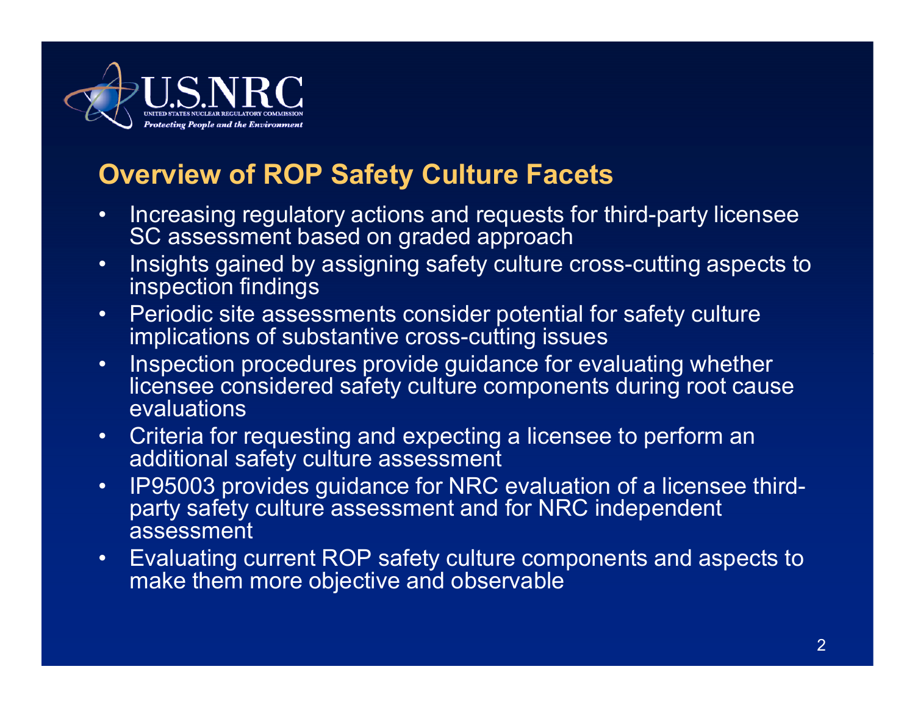## Overview of ROP Safety Culture Facets

- Increasing regulatory actions and requests for third-party licensee SC assessment based on graded approach
- Insights gained by assigning safety culture cross-cutting aspects to inspection findings
- Periodic site assessments consider potential for safety culture implications of substantive cross-cutting issues
- Inspection procedures provide guidance for evaluating whether licensee considered safety culture components during root cause evaluations
- Criteria for requesting and expecting a licensee to perform an additional safety culture assessment
- IP95003 provides guidance for NRC evaluation of a licensee third-party safety culture assessment and for NRC independent assessment
- Evaluating current ROP safety culture components and aspects to make them more objective and observable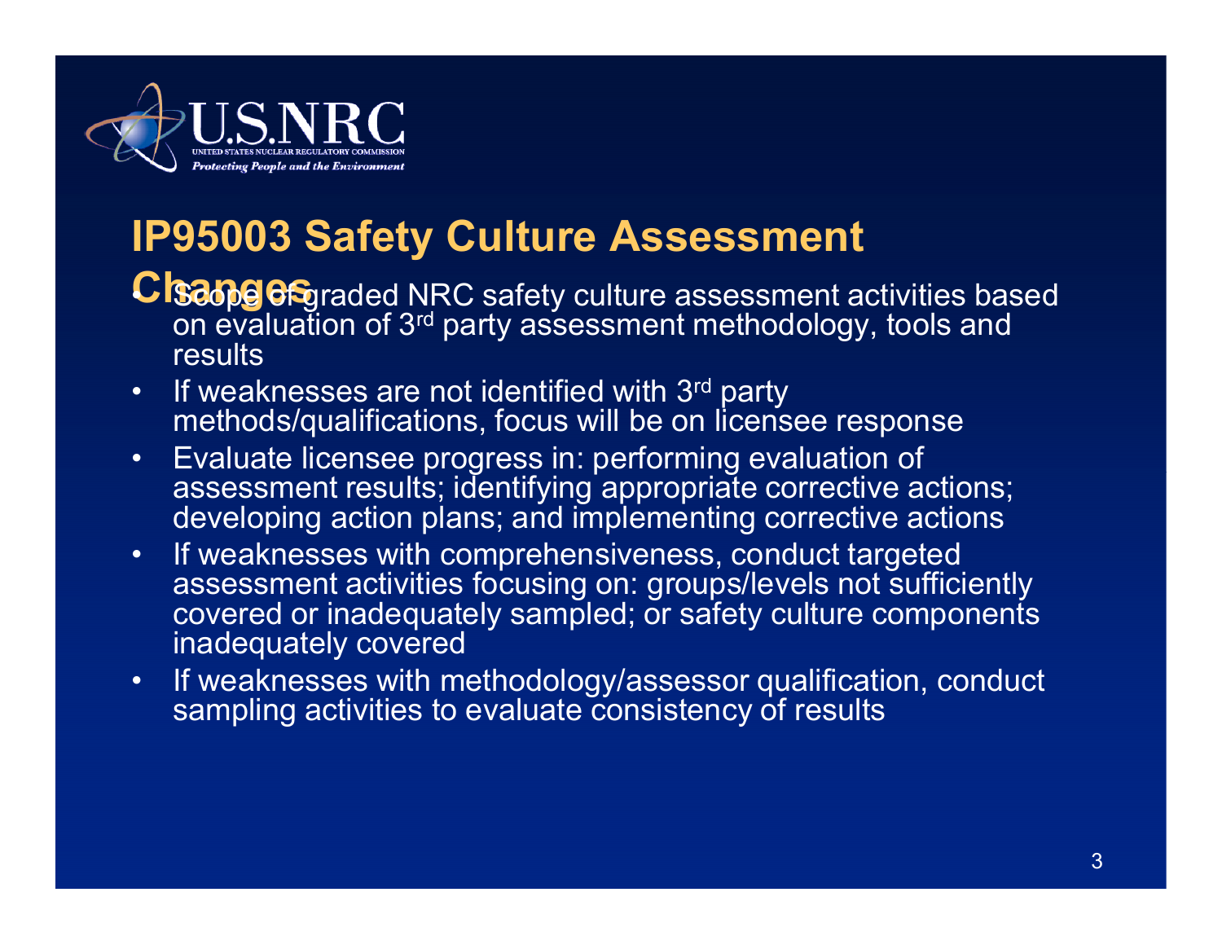## IP95003 Safety Culture Assessment Changes

- Scope of graded NRC safety culture assessment activities based on evaluation of 3rd party assessment methodology, tools and results
- If weaknesses are not identified with 3rd party methods/qualifications, focus will be on licensee response
- Evaluate licensee progress in: performing evaluation of assessment results; identifying appropriate corrective actions; developing action plans; and implementing corrective actions
- If weaknesses with comprehensiveness, conduct targeted assessment activities focusing on: groups/levels not sufficiently covered or inadequately sampled; or safety culture components inadequately covered
- If weaknesses with methodology/assessor qualification, conduct sampling activities to evaluate consistency of results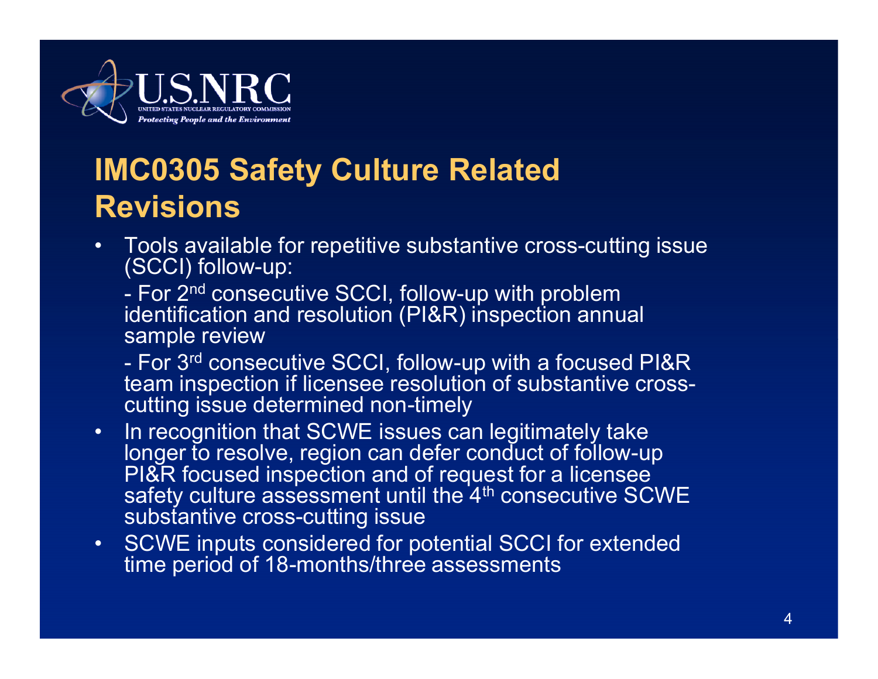# IMC0305 Safety Culture Related Revisions

- Tools available for repetitive substantive cross-cutting issue (SCCI) follow-up:

  - For 2nd consecutive SCCI, follow-up with problem identification and resolution (PI&R) inspection annual sample review

  - For 3rd consecutive SCCI, follow-up with a focused PI&R team inspection if licensee resolution of substantive cross-cutting issue determined non-timely

- In recognition that SCWE issues can legitimately take longer to resolve, region can defer conduct of follow-up PI&R focused inspection and of request for a licensee safety culture assessment until the 4th consecutive SCWE substantive cross-cutting issue
- SCWE inputs considered for potential SCCI for extended time period of 18-months/three assessments